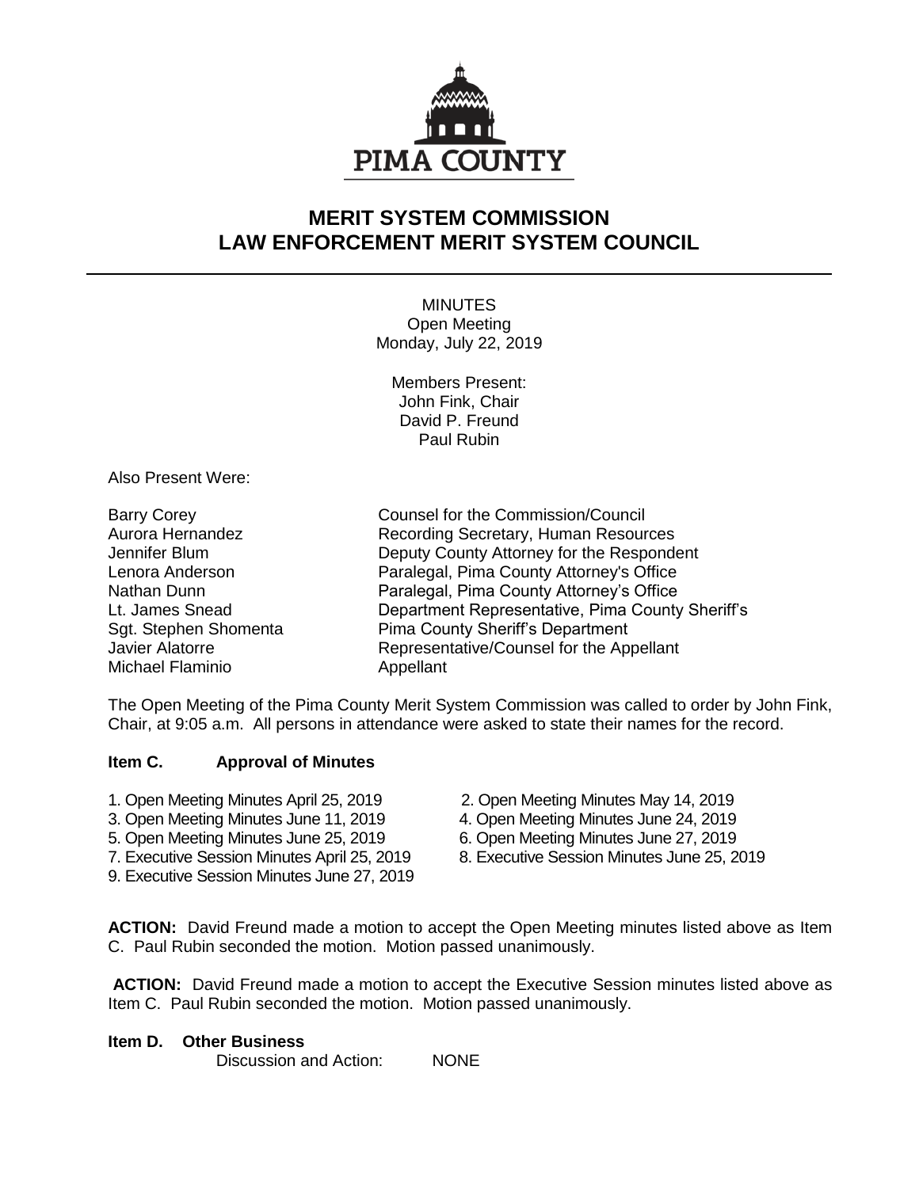PIMA COUNTY

# MERIT SYSTEM COMMISSION
# LAW ENFORCEMENT MERIT SYSTEM COUNCIL

MINUTES
Open Meeting
Monday, July 22, 2019

Members Present:
John Fink, Chair
David P. Freund
Paul Rubin

Also Present Were:

| | |
|---|---|
| Barry Corey | Counsel for the Commission/Council |
| Aurora Hernandez | Recording Secretary, Human Resources |
| Jennifer Blum | Deputy County Attorney for the Respondent |
| Lenora Anderson | Paralegal, Pima County Attorney's Office |
| Nathan Dunn | Paralegal, Pima County Attorney's Office |
| Lt. James Snead | Department Representative, Pima County Sheriff's |
| Sgt. Stephen Shomenta | Pima County Sheriff's Department |
| Javier Alatorre | Representative/Counsel for the Appellant |
| Michael Flaminio | Appellant |

The Open Meeting of the Pima County Merit System Commission was called to order by John Fink, Chair, at 9:05 a.m. All persons in attendance were asked to state their names for the record.

**Item C. Approval of Minutes**

1. Open Meeting Minutes April 25, 2019
2. Open Meeting Minutes May 14, 2019
3. Open Meeting Minutes June 11, 2019
4. Open Meeting Minutes June 24, 2019
5. Open Meeting Minutes June 25, 2019
6. Open Meeting Minutes June 27, 2019
7. Executive Session Minutes April 25, 2019
8. Executive Session Minutes June 25, 2019
9. Executive Session Minutes June 27, 2019

**ACTION:** David Freund made a motion to accept the Open Meeting minutes listed above as Item C. Paul Rubin seconded the motion. Motion passed unanimously.

**ACTION:** David Freund made a motion to accept the Executive Session minutes listed above as Item C. Paul Rubin seconded the motion. Motion passed unanimously.

**Item D. Other Business**

Discussion and Action: NONE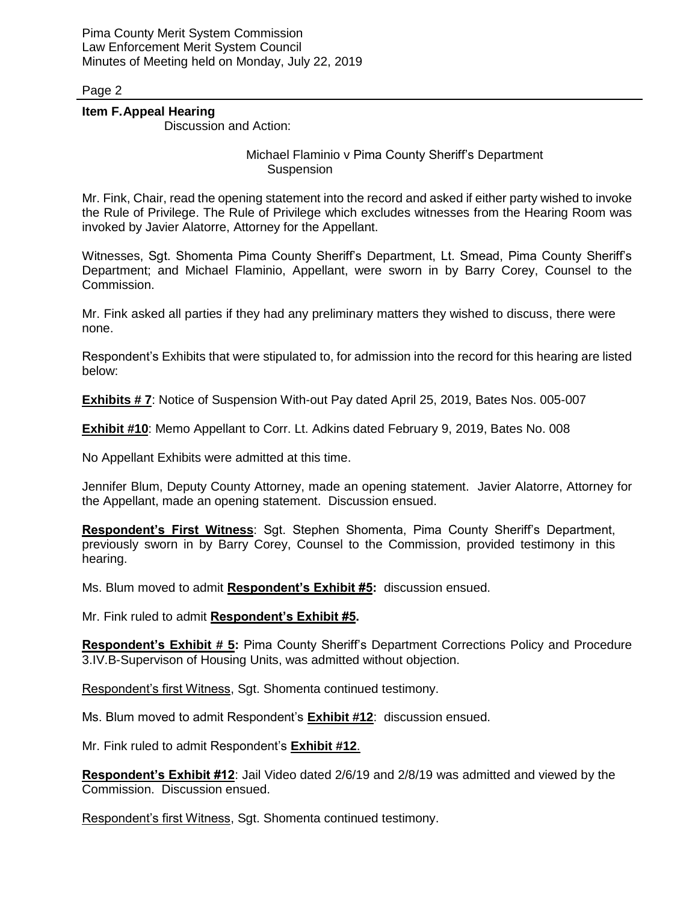**Item F. Appeal Hearing**

Discussion and Action:

Michael Flaminio v Pima County Sheriff's Department
Suspension

Mr. Fink, Chair, read the opening statement into the record and asked if either party wished to invoke the Rule of Privilege. The Rule of Privilege which excludes witnesses from the Hearing Room was invoked by Javier Alatorre, Attorney for the Appellant.

Witnesses, Sgt. Shomenta Pima County Sheriff's Department, Lt. Smead, Pima County Sheriff's Department; and Michael Flaminio, Appellant, were sworn in by Barry Corey, Counsel to the Commission.

Mr. Fink asked all parties if they had any preliminary matters they wished to discuss, there were none.

Respondent's Exhibits that were stipulated to, for admission into the record for this hearing are listed below:

**Exhibits # 7**: Notice of Suspension With-out Pay dated April 25, 2019, Bates Nos. 005-007

**Exhibit #10**: Memo Appellant to Corr. Lt. Adkins dated February 9, 2019, Bates No. 008

No Appellant Exhibits were admitted at this time.

Jennifer Blum, Deputy County Attorney, made an opening statement. Javier Alatorre, Attorney for the Appellant, made an opening statement. Discussion ensued.

**Respondent's First Witness**: Sgt. Stephen Shomenta, Pima County Sheriff's Department, previously sworn in by Barry Corey, Counsel to the Commission, provided testimony in this hearing.

Ms. Blum moved to admit **Respondent's Exhibit #5:** discussion ensued.

Mr. Fink ruled to admit **Respondent's Exhibit #5.**

**Respondent's Exhibit # 5:** Pima County Sheriff's Department Corrections Policy and Procedure 3.IV.B-Supervison of Housing Units, was admitted without objection.

Respondent's first Witness, Sgt. Shomenta continued testimony.

Ms. Blum moved to admit Respondent's **Exhibit #12**: discussion ensued.

Mr. Fink ruled to admit Respondent's **Exhibit #12**.

**Respondent's Exhibit #12**: Jail Video dated 2/6/19 and 2/8/19 was admitted and viewed by the Commission. Discussion ensued.

Respondent's first Witness, Sgt. Shomenta continued testimony.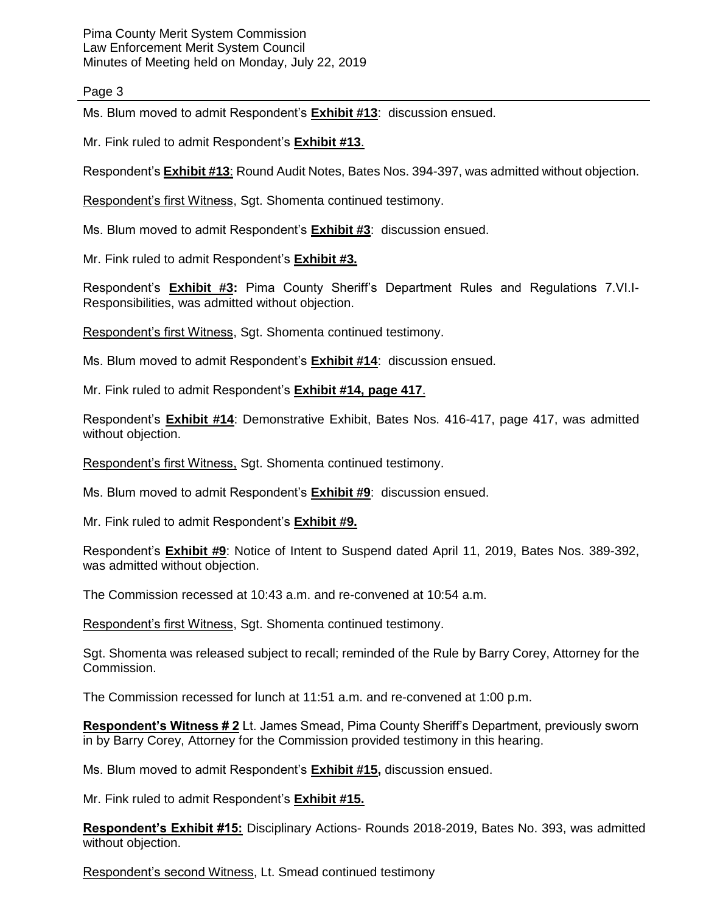Ms. Blum moved to admit Respondent's **Exhibit #13**: discussion ensued.

Mr. Fink ruled to admit Respondent's **Exhibit #13**.

Respondent's **Exhibit #13**: Round Audit Notes, Bates Nos. 394-397, was admitted without objection.

Respondent's first Witness, Sgt. Shomenta continued testimony.

Ms. Blum moved to admit Respondent's **Exhibit #3**: discussion ensued.

Mr. Fink ruled to admit Respondent's **Exhibit #3.**

Respondent's **Exhibit #3:** Pima County Sheriff's Department Rules and Regulations 7.VI.I-Responsibilities, was admitted without objection.

Respondent's first Witness, Sgt. Shomenta continued testimony.

Ms. Blum moved to admit Respondent's **Exhibit #14**: discussion ensued.

Mr. Fink ruled to admit Respondent's **Exhibit #14, page 417**.

Respondent's **Exhibit #14**: Demonstrative Exhibit, Bates Nos. 416-417, page 417, was admitted without objection.

Respondent's first Witness, Sgt. Shomenta continued testimony.

Ms. Blum moved to admit Respondent's **Exhibit #9**: discussion ensued.

Mr. Fink ruled to admit Respondent's **Exhibit #9.**

Respondent's **Exhibit #9**: Notice of Intent to Suspend dated April 11, 2019, Bates Nos. 389-392, was admitted without objection.

The Commission recessed at 10:43 a.m. and re-convened at 10:54 a.m.

Respondent's first Witness, Sgt. Shomenta continued testimony.

Sgt. Shomenta was released subject to recall; reminded of the Rule by Barry Corey, Attorney for the Commission.

The Commission recessed for lunch at 11:51 a.m. and re-convened at 1:00 p.m.

**Respondent's Witness # 2** Lt. James Smead, Pima County Sheriff's Department, previously sworn in by Barry Corey, Attorney for the Commission provided testimony in this hearing.

Ms. Blum moved to admit Respondent's **Exhibit #15,** discussion ensued.

Mr. Fink ruled to admit Respondent's **Exhibit #15.**

**Respondent's Exhibit #15:** Disciplinary Actions- Rounds 2018-2019, Bates No. 393, was admitted without objection.

Respondent's second Witness, Lt. Smead continued testimony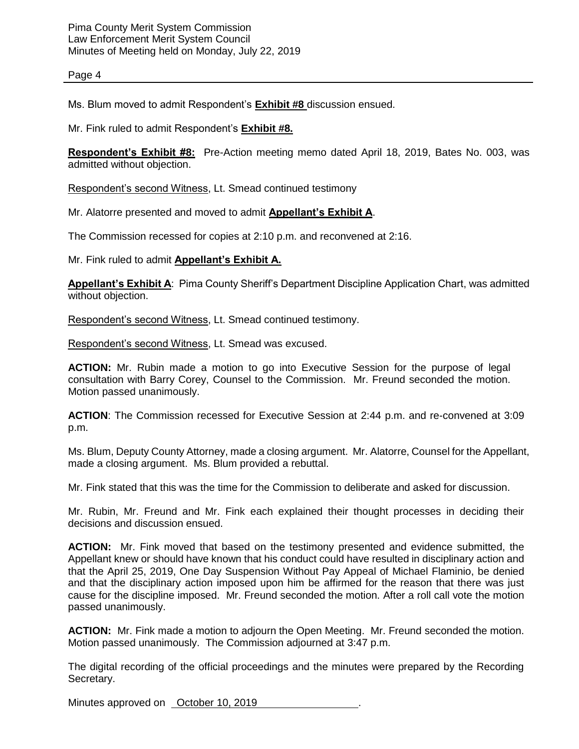Ms. Blum moved to admit Respondent's **Exhibit #8** discussion ensued.

Mr. Fink ruled to admit Respondent's **Exhibit #8.**

**Respondent's Exhibit #8:** Pre-Action meeting memo dated April 18, 2019, Bates No. 003, was admitted without objection.

Respondent's second Witness, Lt. Smead continued testimony

Mr. Alatorre presented and moved to admit **Appellant's Exhibit A**.

The Commission recessed for copies at 2:10 p.m. and reconvened at 2:16.

Mr. Fink ruled to admit **Appellant's Exhibit A.**

**Appellant's Exhibit A**: Pima County Sheriff's Department Discipline Application Chart, was admitted without objection.

Respondent's second Witness, Lt. Smead continued testimony.

Respondent's second Witness, Lt. Smead was excused.

**ACTION:** Mr. Rubin made a motion to go into Executive Session for the purpose of legal consultation with Barry Corey, Counsel to the Commission. Mr. Freund seconded the motion. Motion passed unanimously.

**ACTION**: The Commission recessed for Executive Session at 2:44 p.m. and re-convened at 3:09 p.m.

Ms. Blum, Deputy County Attorney, made a closing argument. Mr. Alatorre, Counsel for the Appellant, made a closing argument. Ms. Blum provided a rebuttal.

Mr. Fink stated that this was the time for the Commission to deliberate and asked for discussion.

Mr. Rubin, Mr. Freund and Mr. Fink each explained their thought processes in deciding their decisions and discussion ensued.

**ACTION:** Mr. Fink moved that based on the testimony presented and evidence submitted, the Appellant knew or should have known that his conduct could have resulted in disciplinary action and that the April 25, 2019, One Day Suspension Without Pay Appeal of Michael Flaminio, be denied and that the disciplinary action imposed upon him be affirmed for the reason that there was just cause for the discipline imposed. Mr. Freund seconded the motion. After a roll call vote the motion passed unanimously.

**ACTION:** Mr. Fink made a motion to adjourn the Open Meeting. Mr. Freund seconded the motion. Motion passed unanimously. The Commission adjourned at 3:47 p.m.

The digital recording of the official proceedings and the minutes were prepared by the Recording Secretary.

Minutes approved on October 10, 2019.